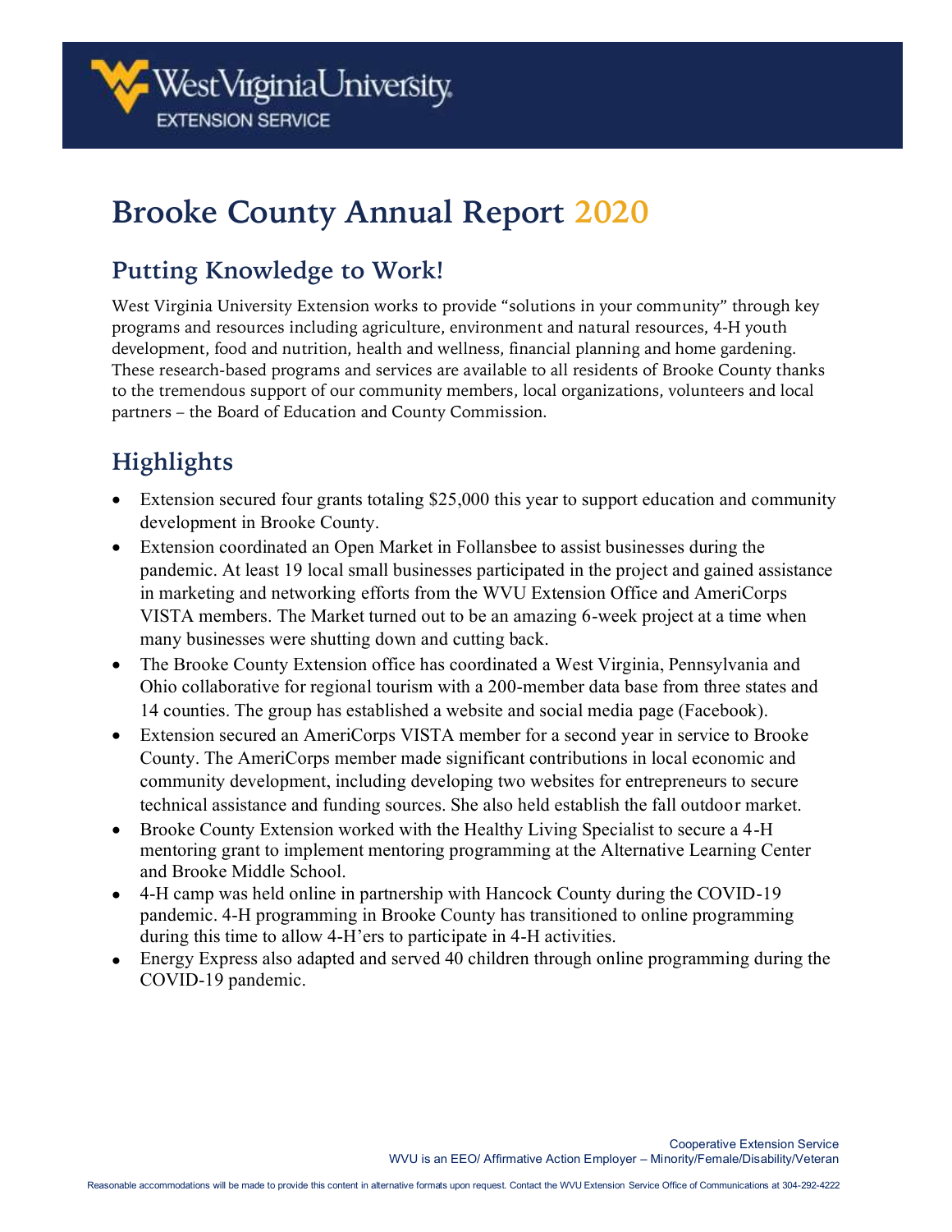# Brooke County Annual Report 2020

## Putting Knowledge to Work!

West Virginia University Extension works to provide "solutions in your community" through key programs and resources including agriculture, environment and natural resources, 4-H youth development, food and nutrition, health and wellness, financial planning and home gardening. These research-based programs and services are available to all residents of Brooke County thanks to the tremendous support of our community members, local organizations, volunteers and local partners – the Board of Education and County Commission.

## Highlights

- Extension secured four grants totaling $25,000 this year to support education and community development in Brooke County.
- Extension coordinated an Open Market in Follansbee to assist businesses during the pandemic. At least 19 local small businesses participated in the project and gained assistance in marketing and networking efforts from the WVU Extension Office and AmeriCorps VISTA members. The Market turned out to be an amazing 6-week project at a time when many businesses were shutting down and cutting back.
- The Brooke County Extension office has coordinated a West Virginia, Pennsylvania and Ohio collaborative for regional tourism with a 200-member data base from three states and 14 counties. The group has established a website and social media page (Facebook).
- Extension secured an AmeriCorps VISTA member for a second year in service to Brooke County. The AmeriCorps member made significant contributions in local economic and community development, including developing two websites for entrepreneurs to secure technical assistance and funding sources. She also held establish the fall outdoor market.
- Brooke County Extension worked with the Healthy Living Specialist to secure a 4-H mentoring grant to implement mentoring programming at the Alternative Learning Center and Brooke Middle School.
- 4-H camp was held online in partnership with Hancock County during the COVID-19 pandemic. 4-H programming in Brooke County has transitioned to online programming during this time to allow 4-H'ers to participate in 4-H activities.
- Energy Express also adapted and served 40 children through online programming during the COVID-19 pandemic.

Cooperative Extension Service
WVU is an EEO/ Affirmative Action Employer – Minority/Female/Disability/Veteran

Reasonable accommodations will be made to provide this content in alternative formats upon request. Contact the WVU Extension Service Office of Communications at 304-292-4222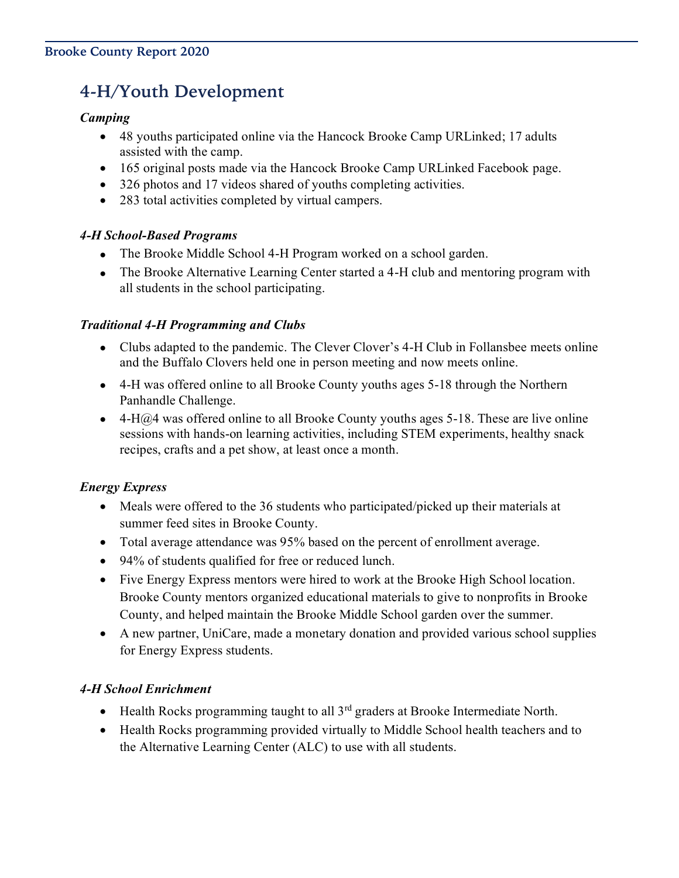## 4-H/Youth Development

***Camping***

- 48 youths participated online via the Hancock Brooke Camp URLinked; 17 adults assisted with the camp.
- 165 original posts made via the Hancock Brooke Camp URLinked Facebook page.
- 326 photos and 17 videos shared of youths completing activities.
- 283 total activities completed by virtual campers.

***4-H School-Based Programs***

- The Brooke Middle School 4-H Program worked on a school garden.
- The Brooke Alternative Learning Center started a 4-H club and mentoring program with all students in the school participating.

***Traditional 4-H Programming and Clubs***

- Clubs adapted to the pandemic. The Clever Clover's 4-H Club in Follansbee meets online and the Buffalo Clovers held one in person meeting and now meets online.
- 4-H was offered online to all Brooke County youths ages 5-18 through the Northern Panhandle Challenge.
- 4-H@4 was offered online to all Brooke County youths ages 5-18. These are live online sessions with hands-on learning activities, including STEM experiments, healthy snack recipes, crafts and a pet show, at least once a month.

***Energy Express***

- Meals were offered to the 36 students who participated/picked up their materials at summer feed sites in Brooke County.
- Total average attendance was 95% based on the percent of enrollment average.
- 94% of students qualified for free or reduced lunch.
- Five Energy Express mentors were hired to work at the Brooke High School location. Brooke County mentors organized educational materials to give to nonprofits in Brooke County, and helped maintain the Brooke Middle School garden over the summer.
- A new partner, UniCare, made a monetary donation and provided various school supplies for Energy Express students.

***4-H School Enrichment***

- Health Rocks programming taught to all 3rd graders at Brooke Intermediate North.
- Health Rocks programming provided virtually to Middle School health teachers and to the Alternative Learning Center (ALC) to use with all students.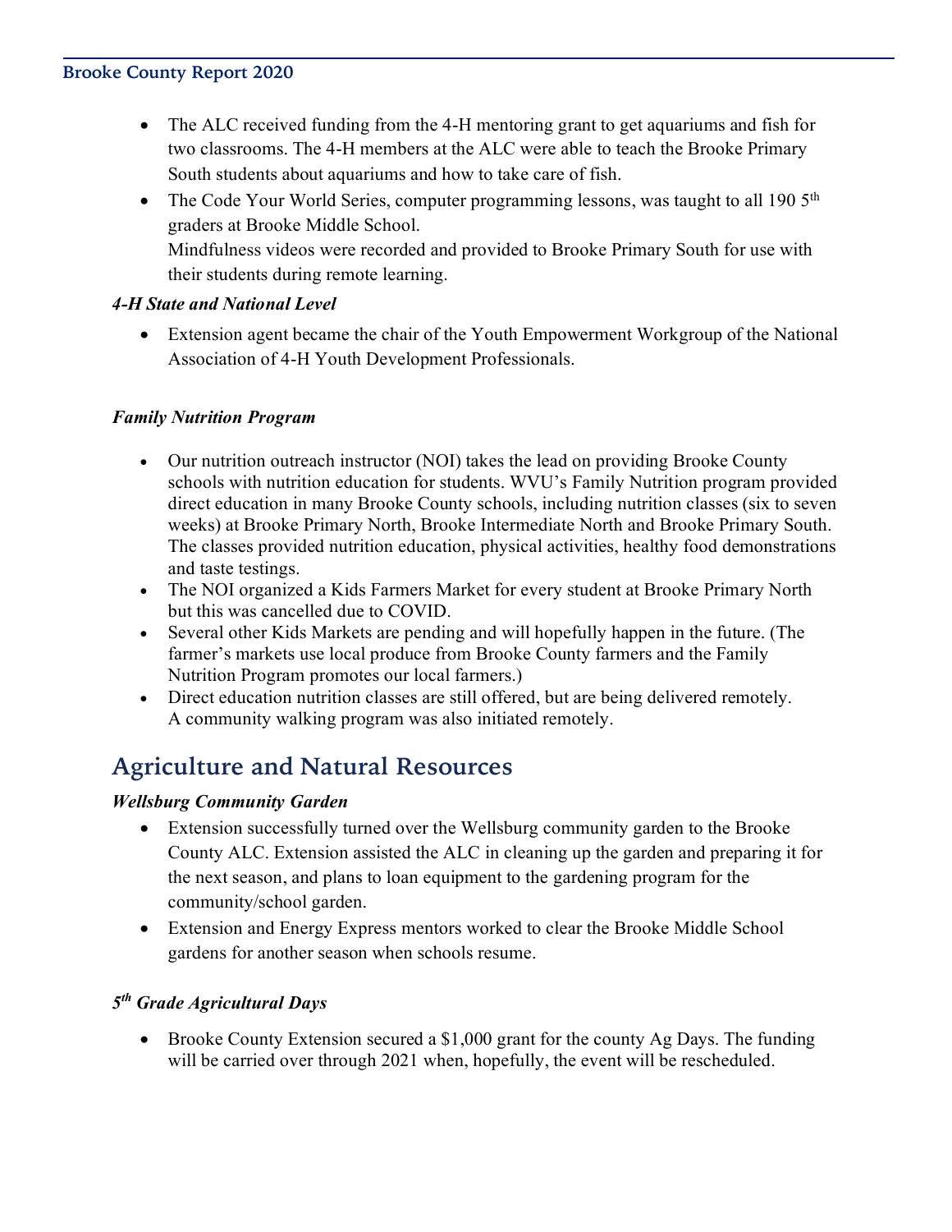- The ALC received funding from the 4-H mentoring grant to get aquariums and fish for two classrooms. The 4-H members at the ALC were able to teach the Brooke Primary South students about aquariums and how to take care of fish.
- The Code Your World Series, computer programming lessons, was taught to all 190 5th graders at Brooke Middle School.
  Mindfulness videos were recorded and provided to Brooke Primary South for use with their students during remote learning.

***4-H State and National Level***

- Extension agent became the chair of the Youth Empowerment Workgroup of the National Association of 4-H Youth Development Professionals.

***Family Nutrition Program***

- Our nutrition outreach instructor (NOI) takes the lead on providing Brooke County schools with nutrition education for students. WVU's Family Nutrition program provided direct education in many Brooke County schools, including nutrition classes (six to seven weeks) at Brooke Primary North, Brooke Intermediate North and Brooke Primary South. The classes provided nutrition education, physical activities, healthy food demonstrations and taste testings.
- The NOI organized a Kids Farmers Market for every student at Brooke Primary North but this was cancelled due to COVID.
- Several other Kids Markets are pending and will hopefully happen in the future. (The farmer's markets use local produce from Brooke County farmers and the Family Nutrition Program promotes our local farmers.)
- Direct education nutrition classes are still offered, but are being delivered remotely. A community walking program was also initiated remotely.

## Agriculture and Natural Resources

***Wellsburg Community Garden***

- Extension successfully turned over the Wellsburg community garden to the Brooke County ALC. Extension assisted the ALC in cleaning up the garden and preparing it for the next season, and plans to loan equipment to the gardening program for the community/school garden.
- Extension and Energy Express mentors worked to clear the Brooke Middle School gardens for another season when schools resume.

***5th Grade Agricultural Days***

- Brooke County Extension secured a $1,000 grant for the county Ag Days. The funding will be carried over through 2021 when, hopefully, the event will be rescheduled.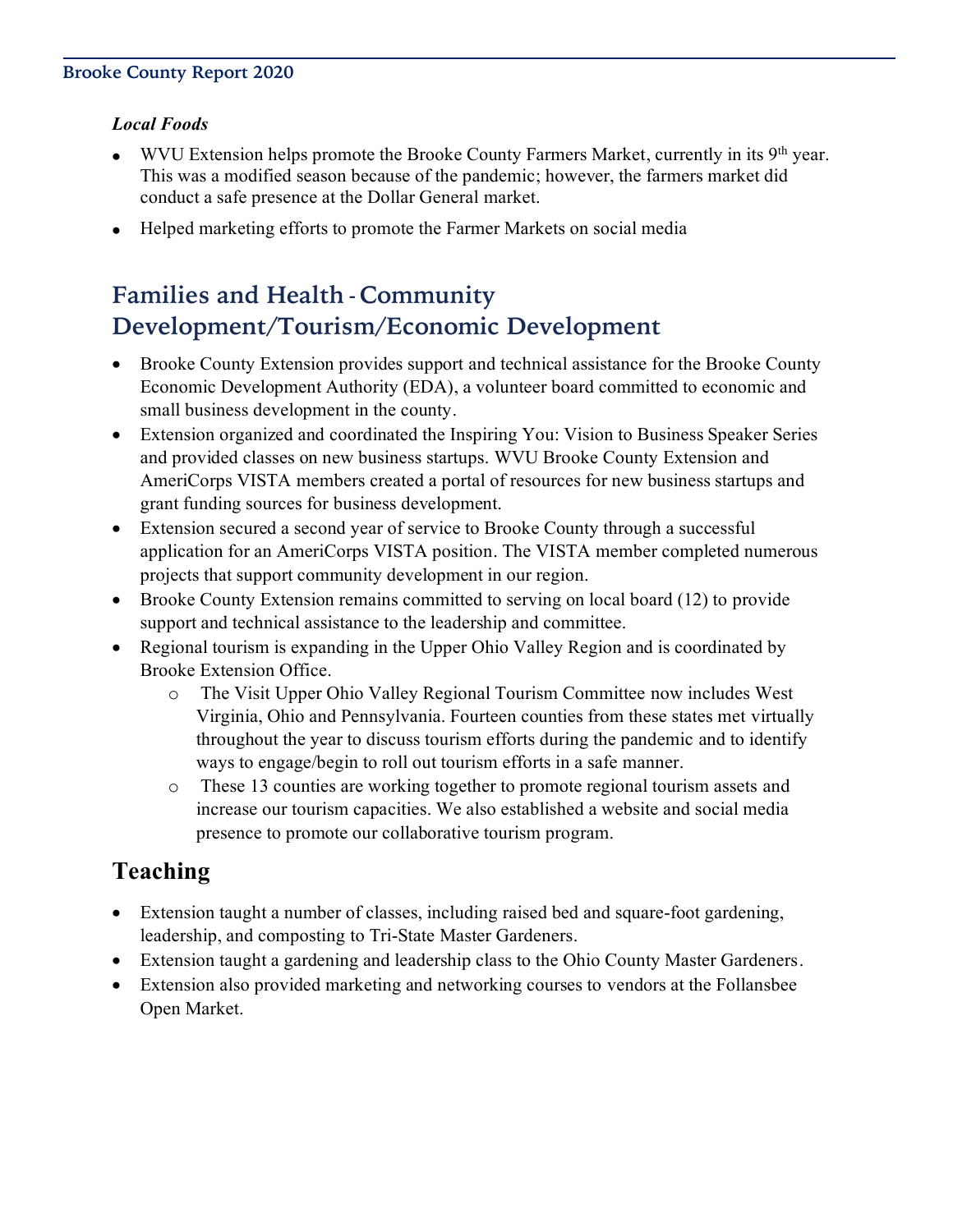***Local Foods***

- WVU Extension helps promote the Brooke County Farmers Market, currently in its 9th year. This was a modified season because of the pandemic; however, the farmers market did conduct a safe presence at the Dollar General market.
- Helped marketing efforts to promote the Farmer Markets on social media

## Families and Health - Community Development/Tourism/Economic Development

- Brooke County Extension provides support and technical assistance for the Brooke County Economic Development Authority (EDA), a volunteer board committed to economic and small business development in the county.
- Extension organized and coordinated the Inspiring You: Vision to Business Speaker Series and provided classes on new business startups. WVU Brooke County Extension and AmeriCorps VISTA members created a portal of resources for new business startups and grant funding sources for business development.
- Extension secured a second year of service to Brooke County through a successful application for an AmeriCorps VISTA position. The VISTA member completed numerous projects that support community development in our region.
- Brooke County Extension remains committed to serving on local board (12) to provide support and technical assistance to the leadership and committee.
- Regional tourism is expanding in the Upper Ohio Valley Region and is coordinated by Brooke Extension Office.
    - The Visit Upper Ohio Valley Regional Tourism Committee now includes West Virginia, Ohio and Pennsylvania. Fourteen counties from these states met virtually throughout the year to discuss tourism efforts during the pandemic and to identify ways to engage/begin to roll out tourism efforts in a safe manner.
    - These 13 counties are working together to promote regional tourism assets and increase our tourism capacities. We also established a website and social media presence to promote our collaborative tourism program.

## Teaching

- Extension taught a number of classes, including raised bed and square-foot gardening, leadership, and composting to Tri-State Master Gardeners.
- Extension taught a gardening and leadership class to the Ohio County Master Gardeners.
- Extension also provided marketing and networking courses to vendors at the Follansbee Open Market.